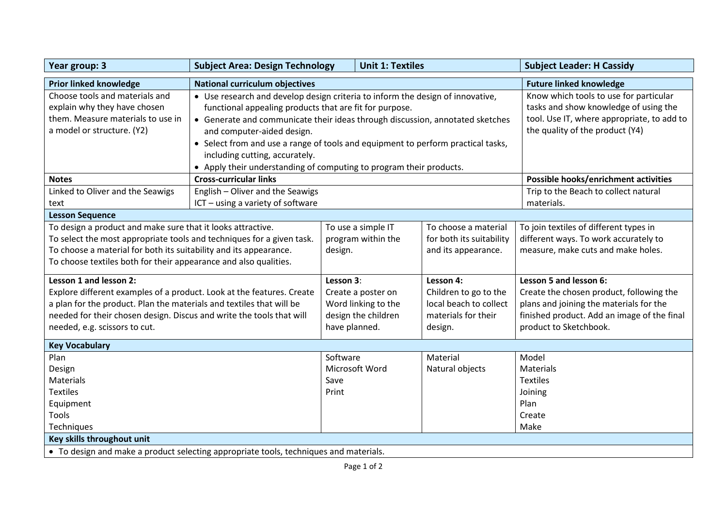| Year group: 3 | Subject Area: Design Technology | Unit 1: Textiles | Subject Leader: H Cassidy |
|---|---|---|---|

| Prior linked knowledge | National curriculum objectives | Future linked knowledge |
|---|---|---|
| Choose tools and materials and explain why they have chosen them. Measure materials to use in a model or structure. (Y2) | • Use research and develop design criteria to inform the design of innovative, functional appealing products that are fit for purpose.<br>• Generate and communicate their ideas through discussion, annotated sketches and computer-aided design.<br>• Select from and use a range of tools and equipment to perform practical tasks, including cutting, accurately.<br>• Apply their understanding of computing to program their products. | Know which tools to use for particular tasks and show knowledge of using the tool. Use IT, where appropriate, to add to the quality of the product (Y4) |
| **Notes** | **Cross-curricular links** | **Possible hooks/enrichment activities** |
| Linked to Oliver and the Seawigs text | English – Oliver and the Seawigs<br>ICT – using a variety of software | Trip to the Beach to collect natural materials. |

**Lesson Sequence**

| | | | |
|---|---|---|---|
| To design a product and make sure that it looks attractive.<br>To select the most appropriate tools and techniques for a given task.<br>To choose a material for both its suitability and its appearance.<br>To choose textiles both for their appearance and also qualities. | To use a simple IT program within the design. | To choose a material for both its suitability and its appearance. | To join textiles of different types in different ways. To work accurately to measure, make cuts and make holes. |
| **Lesson 1 and lesson 2:**<br>Explore different examples of a product. Look at the features. Create a plan for the product. Plan the materials and textiles that will be needed for their chosen design. Discus and write the tools that will needed, e.g. scissors to cut. | **Lesson 3**:<br>Create a poster on Word linking to the design the children have planned. | **Lesson 4:**<br>Children to go to the local beach to collect materials for their design. | **Lesson 5 and lesson 6:**<br>Create the chosen product, following the plans and joining the materials for the finished product. Add an image of the final product to Sketchbook. |

**Key Vocabulary**

| | | | |
|---|---|---|---|
| Plan<br>Design<br>Materials<br>Textiles<br>Equipment<br>Tools<br>Techniques | Software<br>Microsoft Word<br>Save<br>Print | Material<br>Natural objects | Model<br>Materials<br>Textiles<br>Joining<br>Plan<br>Create<br>Make |

**Key skills throughout unit**

- To design and make a product selecting appropriate tools, techniques and materials.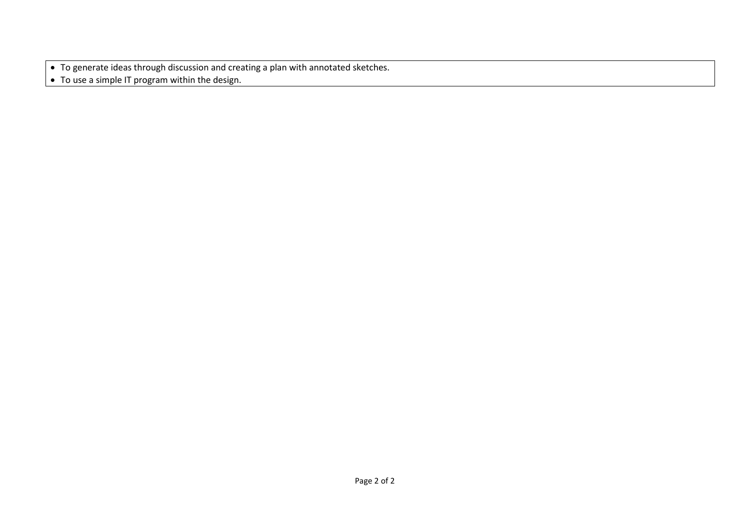- To generate ideas through discussion and creating a plan with annotated sketches.
- To use a simple IT program within the design.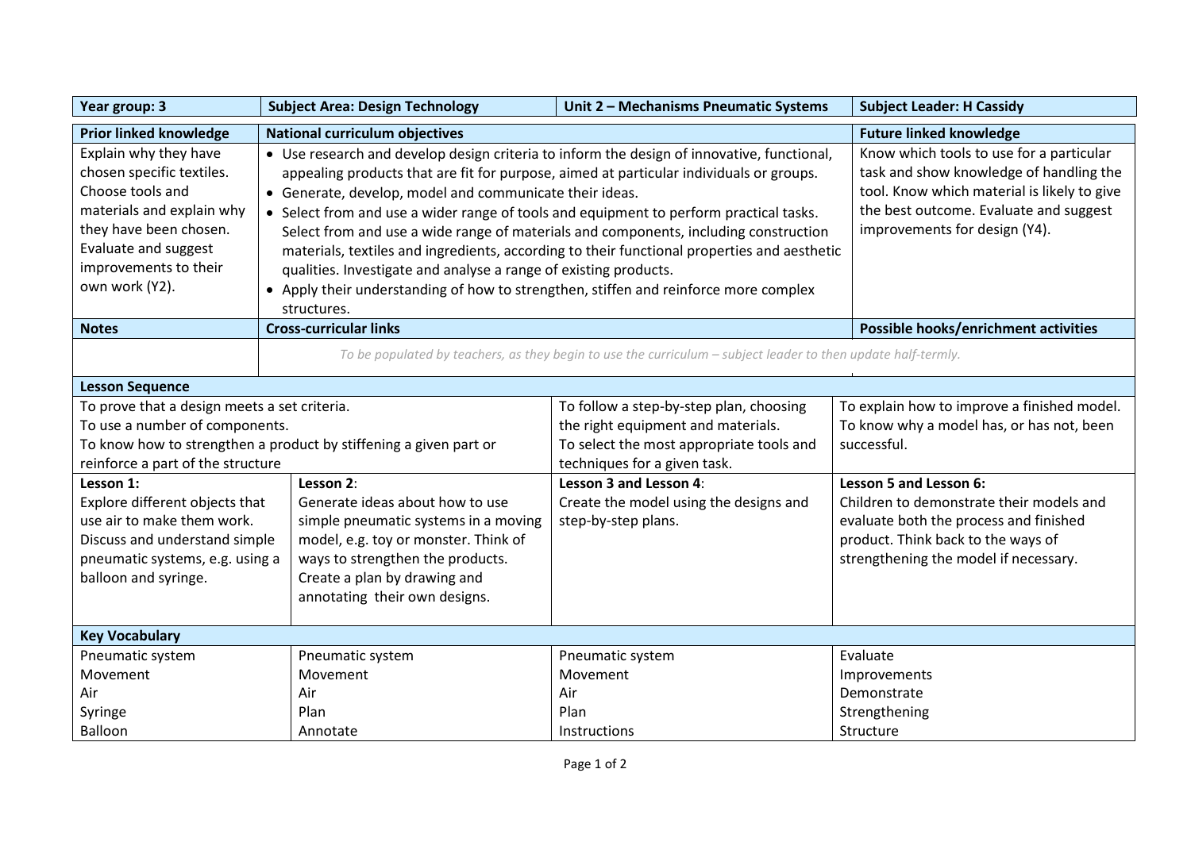| Year group: 3 | Subject Area: Design Technology | Unit 2 – Mechanisms Pneumatic Systems | Subject Leader: H Cassidy |
|---|---|---|---|

| Prior linked knowledge | National curriculum objectives | Future linked knowledge |
|---|---|---|
| Explain why they have chosen specific textiles. Choose tools and materials and explain why they have been chosen. Evaluate and suggest improvements to their own work (Y2). | • Use research and develop design criteria to inform the design of innovative, functional, appealing products that are fit for purpose, aimed at particular individuals or groups.<br>• Generate, develop, model and communicate their ideas.<br>• Select from and use a wider range of tools and equipment to perform practical tasks. Select from and use a wide range of materials and components, including construction materials, textiles and ingredients, according to their functional properties and aesthetic qualities. Investigate and analyse a range of existing products.<br>• Apply their understanding of how to strengthen, stiffen and reinforce more complex structures. | Know which tools to use for a particular task and show knowledge of handling the tool. Know which material is likely to give the best outcome. Evaluate and suggest improvements for design (Y4). |
| **Notes** | **Cross-curricular links** | **Possible hooks/enrichment activities** |
| | *To be populated by teachers, as they begin to use the curriculum – subject leader to then update half-termly.* | |

**Lesson Sequence**

| | | | |
|---|---|---|---|
| To prove that a design meets a set criteria.<br>To use a number of components.<br>To know how to strengthen a product by stiffening a given part or reinforce a part of the structure | | To follow a step-by-step plan, choosing the right equipment and materials.<br>To select the most appropriate tools and techniques for a given task. | To explain how to improve a finished model.<br>To know why a model has, or has not, been successful. |
| **Lesson 1:**<br>Explore different objects that use air to make them work. Discuss and understand simple pneumatic systems, e.g. using a balloon and syringe. | **Lesson 2**:<br>Generate ideas about how to use simple pneumatic systems in a moving model, e.g. toy or monster. Think of ways to strengthen the products. Create a plan by drawing and annotating their own designs. | **Lesson 3 and Lesson 4**:<br>Create the model using the designs and step-by-step plans. | **Lesson 5 and Lesson 6:**<br>Children to demonstrate their models and evaluate both the process and finished product. Think back to the ways of strengthening the model if necessary. |

**Key Vocabulary**

| | | | |
|---|---|---|---|
| Pneumatic system<br>Movement<br>Air<br>Syringe<br>Balloon | Pneumatic system<br>Movement<br>Air<br>Plan<br>Annotate | Pneumatic system<br>Movement<br>Air<br>Plan<br>Instructions | Evaluate<br>Improvements<br>Demonstrate<br>Strengthening<br>Structure |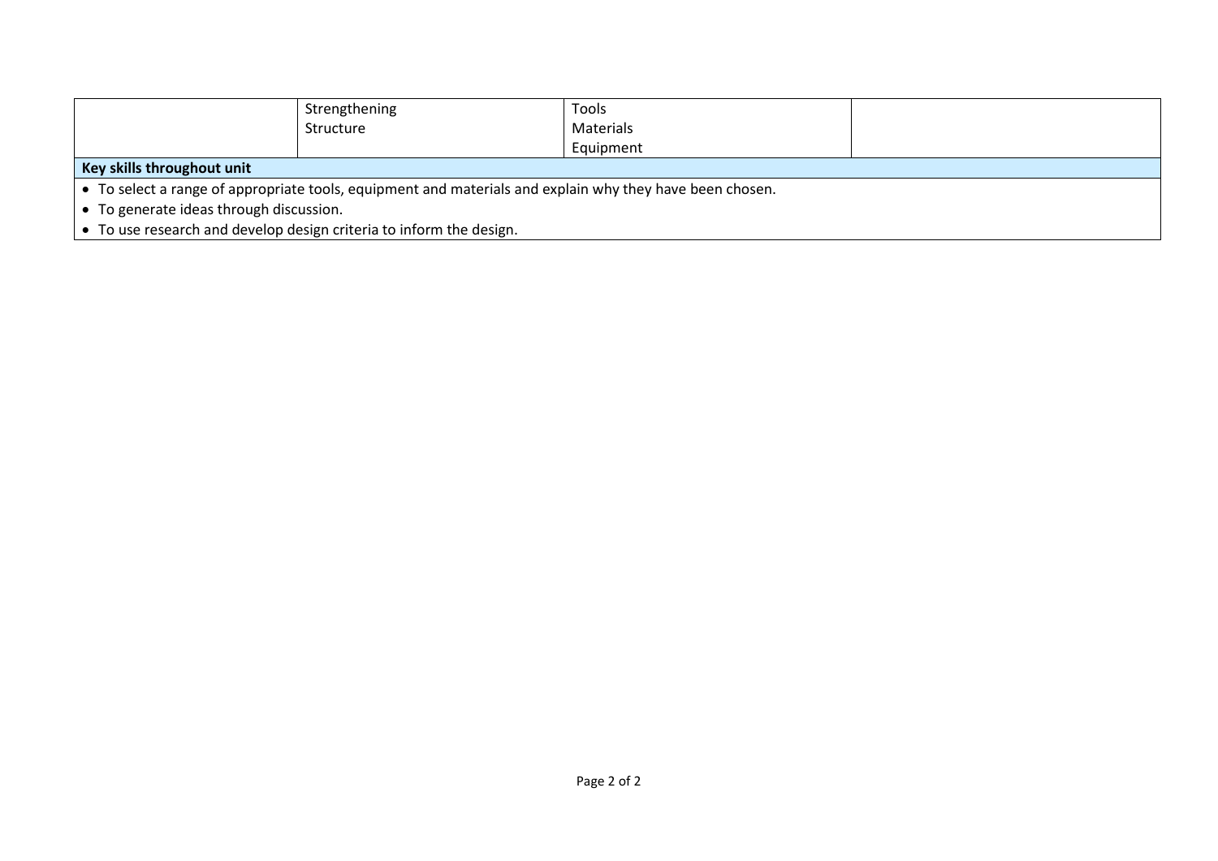| | | | |
|---|---|---|---|
| | Strengthening<br>Structure | Tools<br>Materials<br>Equipment | |

| **Key skills throughout unit** |
|---|
| • To select a range of appropriate tools, equipment and materials and explain why they have been chosen.<br>• To generate ideas through discussion.<br>• To use research and develop design criteria to inform the design. |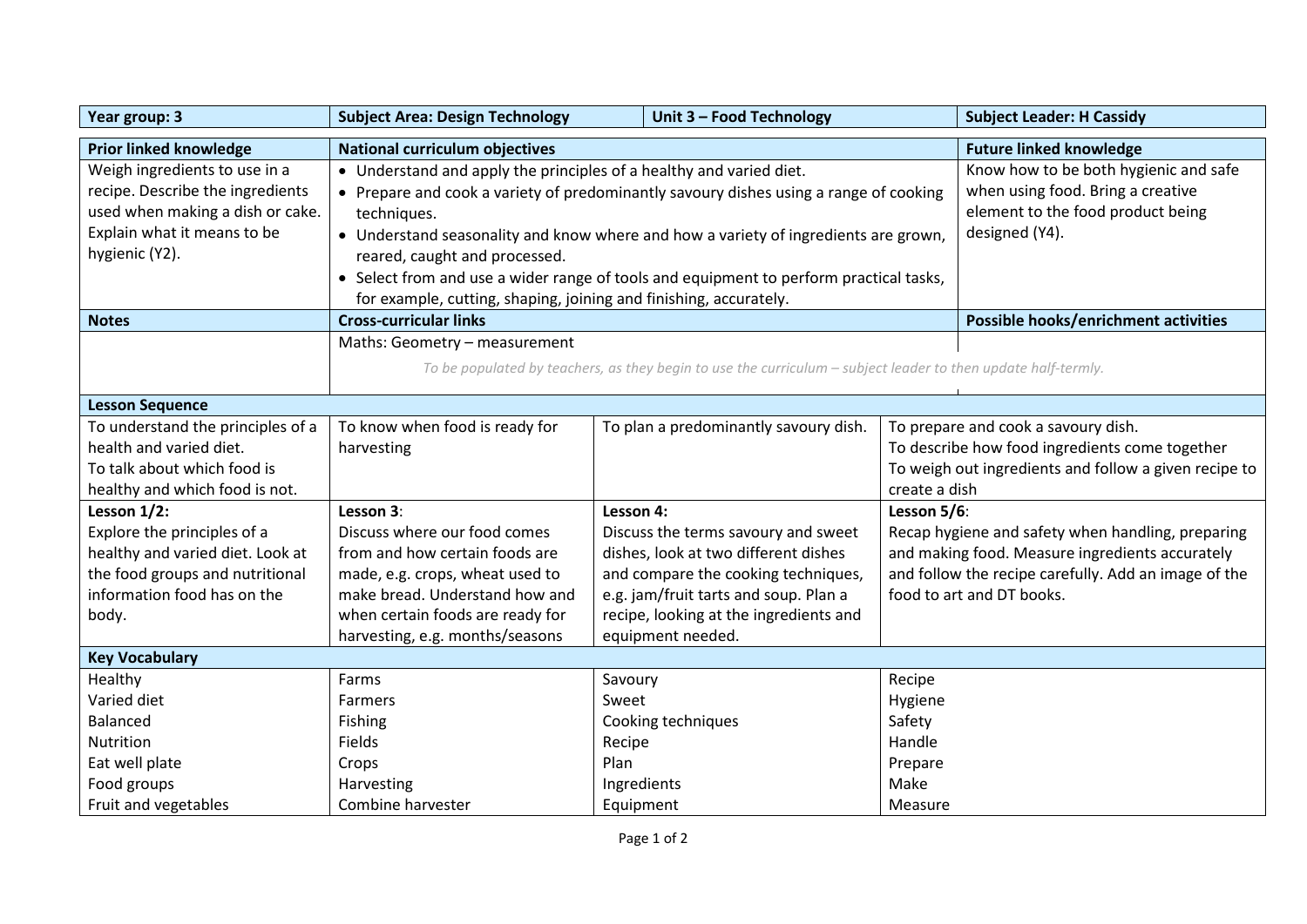| Year group: 3 | Subject Area: Design Technology | Unit 3 – Food Technology | Subject Leader: H Cassidy |
|---|---|---|---|

| Prior linked knowledge | National curriculum objectives | Future linked knowledge |
|---|---|---|
| Weigh ingredients to use in a recipe. Describe the ingredients used when making a dish or cake. Explain what it means to be hygienic (Y2). | • Understand and apply the principles of a healthy and varied diet.<br>• Prepare and cook a variety of predominantly savoury dishes using a range of cooking techniques.<br>• Understand seasonality and know where and how a variety of ingredients are grown, reared, caught and processed.<br>• Select from and use a wider range of tools and equipment to perform practical tasks, for example, cutting, shaping, joining and finishing, accurately. | Know how to be both hygienic and safe when using food. Bring a creative element to the food product being designed (Y4). |
| **Notes** | **Cross-curricular links** | **Possible hooks/enrichment activities** |
| | Maths: Geometry – measurement<br>*To be populated by teachers, as they begin to use the curriculum – subject leader to then update half-termly.* | |

| Lesson Sequence | | | |
|---|---|---|---|
| To understand the principles of a health and varied diet.<br>To talk about which food is healthy and which food is not. | To know when food is ready for harvesting | To plan a predominantly savoury dish. | To prepare and cook a savoury dish.<br>To describe how food ingredients come together<br>To weigh out ingredients and follow a given recipe to create a dish |
| **Lesson 1/2:**<br>Explore the principles of a healthy and varied diet. Look at the food groups and nutritional information food has on the body. | **Lesson 3**:<br>Discuss where our food comes from and how certain foods are made, e.g. crops, wheat used to make bread. Understand how and when certain foods are ready for harvesting, e.g. months/seasons | **Lesson 4:**<br>Discuss the terms savoury and sweet dishes, look at two different dishes and compare the cooking techniques, e.g. jam/fruit tarts and soup. Plan a recipe, looking at the ingredients and equipment needed. | **Lesson 5/6**:<br>Recap hygiene and safety when handling, preparing and making food. Measure ingredients accurately and follow the recipe carefully. Add an image of the food to art and DT books. |
| **Key Vocabulary** | | | |
| Healthy<br>Varied diet<br>Balanced<br>Nutrition<br>Eat well plate<br>Food groups<br>Fruit and vegetables | Farms<br>Farmers<br>Fishing<br>Fields<br>Crops<br>Harvesting<br>Combine harvester | Savoury<br>Sweet<br>Cooking techniques<br>Recipe<br>Plan<br>Ingredients<br>Equipment | Recipe<br>Hygiene<br>Safety<br>Handle<br>Prepare<br>Make<br>Measure |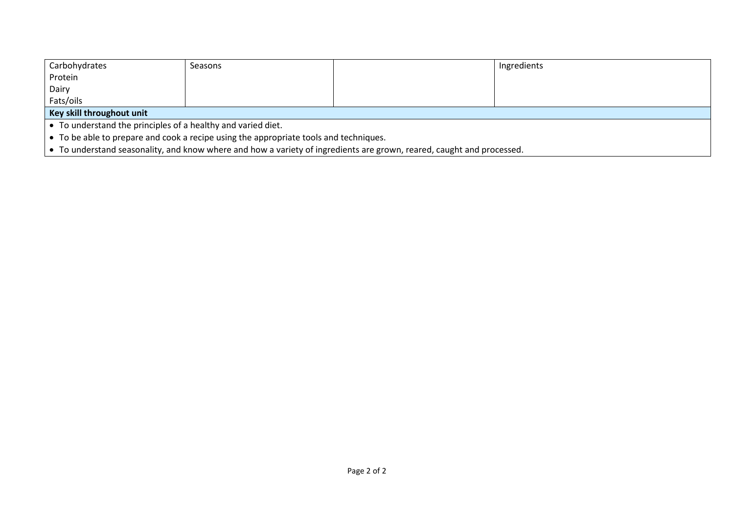| | | | |
|---|---|---|---|
| Carbohydrates<br>Protein<br>Dairy<br>Fats/oils | Seasons | | Ingredients |
| **Key skill throughout unit** | | | |
| • To understand the principles of a healthy and varied diet.<br>• To be able to prepare and cook a recipe using the appropriate tools and techniques.<br>• To understand seasonality, and know where and how a variety of ingredients are grown, reared, caught and processed. | | | |